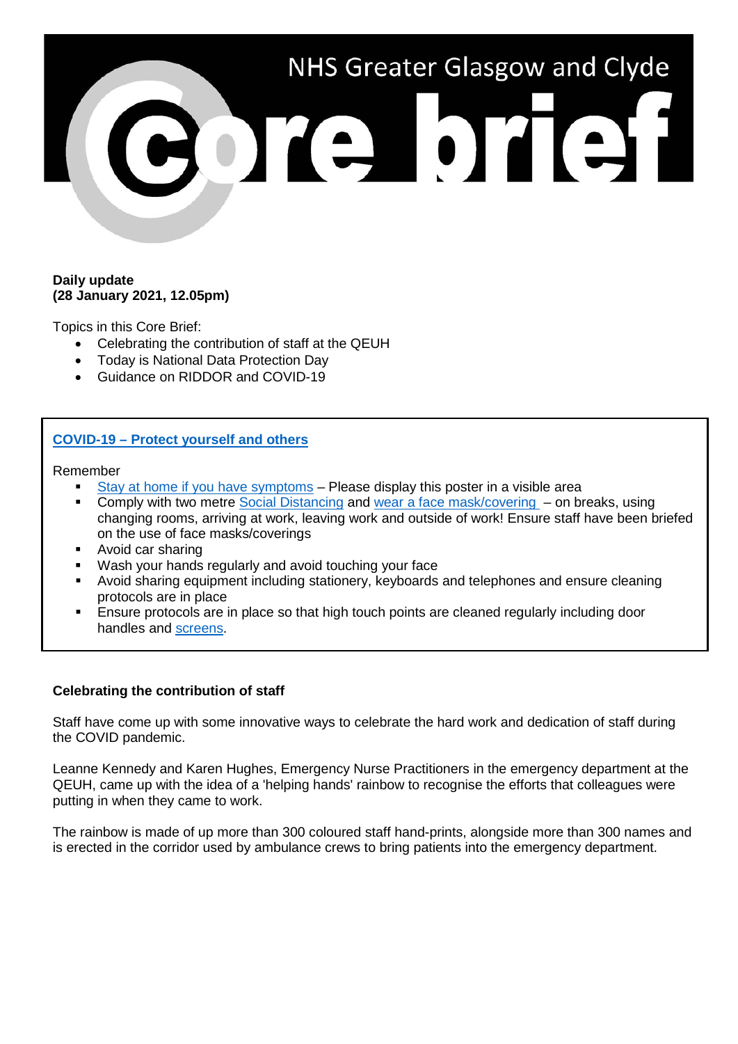# NHS Greater Glasgow and Clyde Core brief

**Daily update**
**(28 January 2021, 12.05pm)**

Topics in this Core Brief:

- Celebrating the contribution of staff at the QEUH
- Today is National Data Protection Day
- Guidance on RIDDOR and COVID-19

**COVID-19 – Protect yourself and others**

Remember

- Stay at home if you have symptoms – Please display this poster in a visible area
- Comply with two metre Social Distancing and wear a face mask/covering – on breaks, using changing rooms, arriving at work, leaving work and outside of work! Ensure staff have been briefed on the use of face masks/coverings
- Avoid car sharing
- Wash your hands regularly and avoid touching your face
- Avoid sharing equipment including stationery, keyboards and telephones and ensure cleaning protocols are in place
- Ensure protocols are in place so that high touch points are cleaned regularly including door handles and screens.

**Celebrating the contribution of staff**

Staff have come up with some innovative ways to celebrate the hard work and dedication of staff during the COVID pandemic.

Leanne Kennedy and Karen Hughes, Emergency Nurse Practitioners in the emergency department at the QEUH, came up with the idea of a 'helping hands' rainbow to recognise the efforts that colleagues were putting in when they came to work.

The rainbow is made of up more than 300 coloured staff hand-prints, alongside more than 300 names and is erected in the corridor used by ambulance crews to bring patients into the emergency department.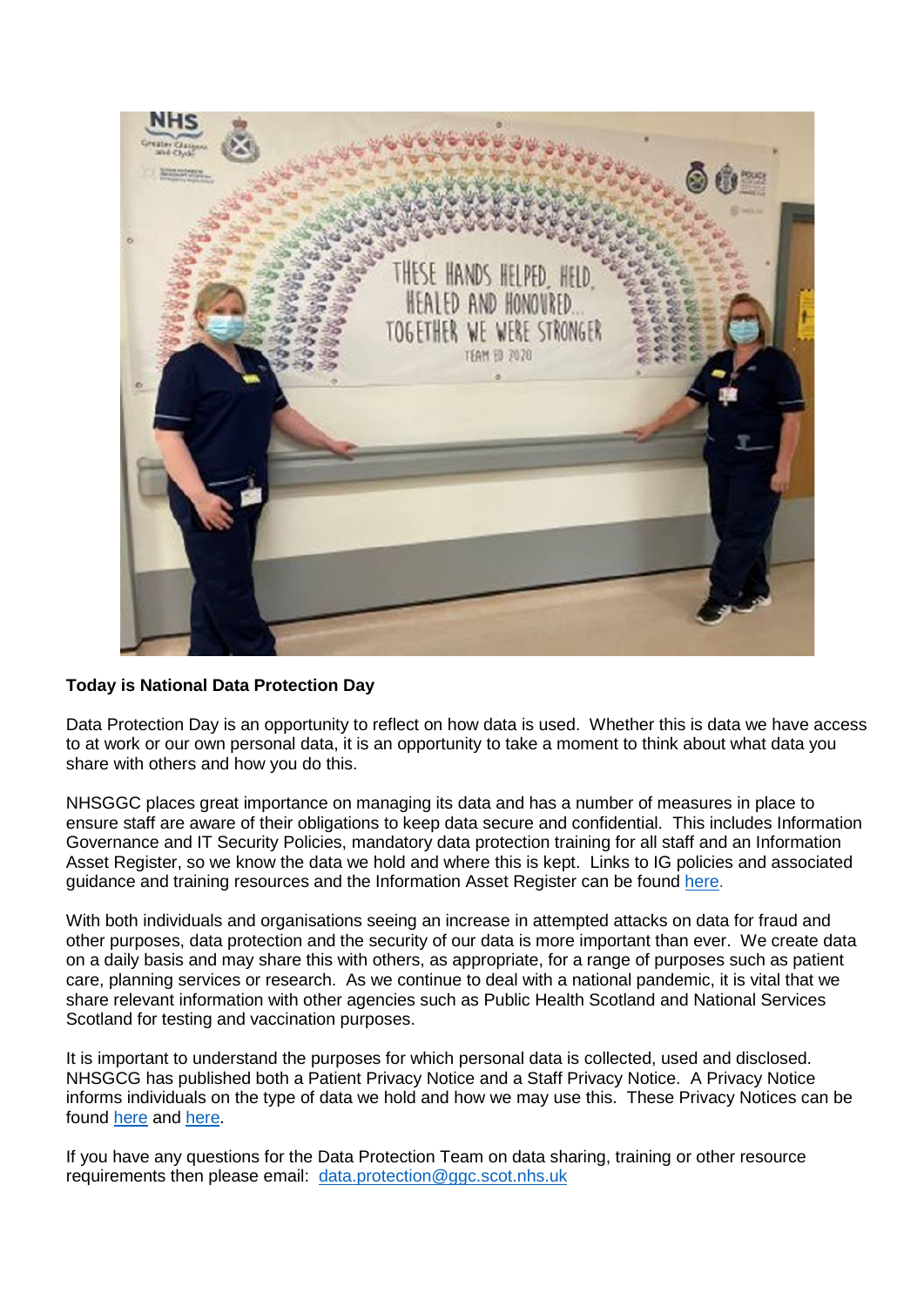**Today is National Data Protection Day**

Data Protection Day is an opportunity to reflect on how data is used. Whether this is data we have access to at work or our own personal data, it is an opportunity to take a moment to think about what data you share with others and how you do this.

NHSGGC places great importance on managing its data and has a number of measures in place to ensure staff are aware of their obligations to keep data secure and confidential. This includes Information Governance and IT Security Policies, mandatory data protection training for all staff and an Information Asset Register, so we know the data we hold and where this is kept. Links to IG policies and associated guidance and training resources and the Information Asset Register can be found here.

With both individuals and organisations seeing an increase in attempted attacks on data for fraud and other purposes, data protection and the security of our data is more important than ever. We create data on a daily basis and may share this with others, as appropriate, for a range of purposes such as patient care, planning services or research. As we continue to deal with a national pandemic, it is vital that we share relevant information with other agencies such as Public Health Scotland and National Services Scotland for testing and vaccination purposes.

It is important to understand the purposes for which personal data is collected, used and disclosed. NHSGCG has published both a Patient Privacy Notice and a Staff Privacy Notice. A Privacy Notice informs individuals on the type of data we hold and how we may use this. These Privacy Notices can be found here and here.

If you have any questions for the Data Protection Team on data sharing, training or other resource requirements then please email: data.protection@ggc.scot.nhs.uk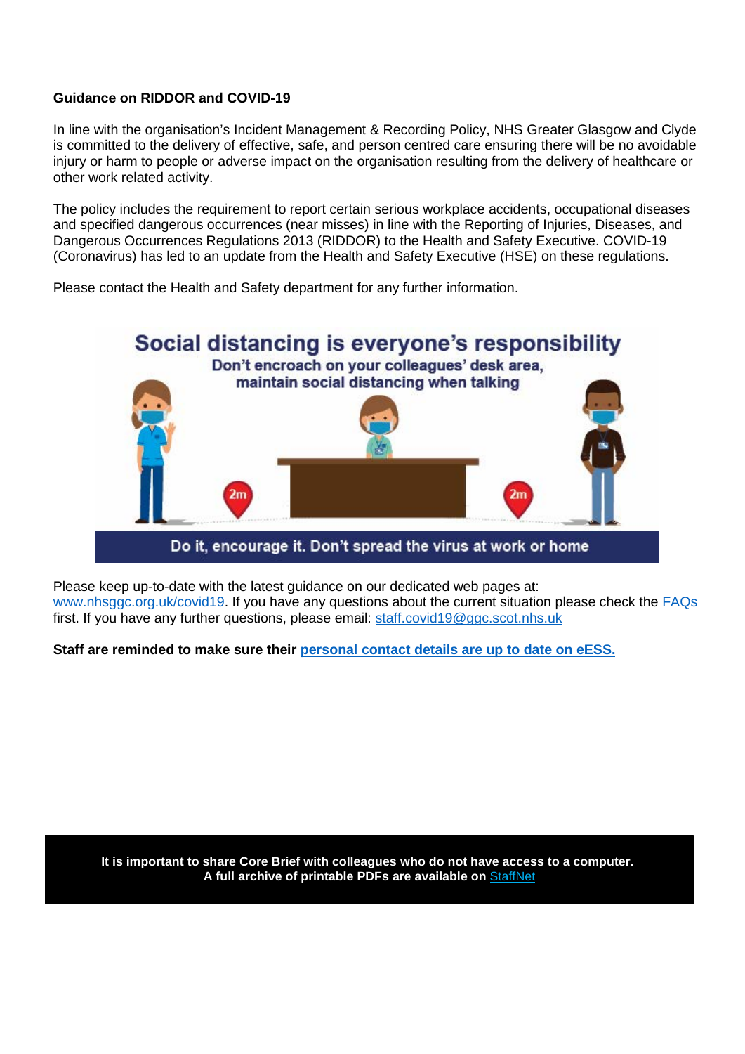**Guidance on RIDDOR and COVID-19**

In line with the organisation's Incident Management & Recording Policy, NHS Greater Glasgow and Clyde is committed to the delivery of effective, safe, and person centred care ensuring there will be no avoidable injury or harm to people or adverse impact on the organisation resulting from the delivery of healthcare or other work related activity.

The policy includes the requirement to report certain serious workplace accidents, occupational diseases and specified dangerous occurrences (near misses) in line with the Reporting of Injuries, Diseases, and Dangerous Occurrences Regulations 2013 (RIDDOR) to the Health and Safety Executive. COVID-19 (Coronavirus) has led to an update from the Health and Safety Executive (HSE) on these regulations.

Please contact the Health and Safety department for any further information.

Social distancing is everyone's responsibility

Don't encroach on your colleagues' desk area, maintain social distancing when talking

2m

2m

Do it, encourage it. Don't spread the virus at work or home

Please keep up-to-date with the latest guidance on our dedicated web pages at: www.nhsggc.org.uk/covid19. If you have any questions about the current situation please check the FAQs first. If you have any further questions, please email: staff.covid19@ggc.scot.nhs.uk

**Staff are reminded to make sure their personal contact details are up to date on eESS.**

**It is important to share Core Brief with colleagues who do not have access to a computer.**
**A full archive of printable PDFs are available on StaffNet**